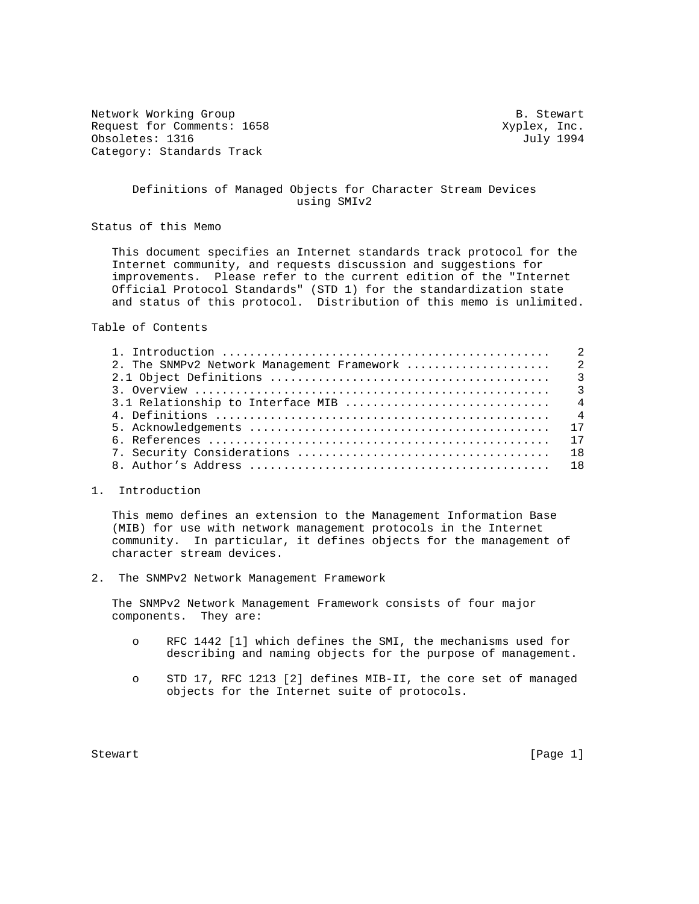Network Working Group B. Stewart
Request for Comments: 1658 Xyplex, Inc.
Obsoletes: 1316 July 1994
Category: Standards Track

# Definitions of Managed Objects for Character Stream Devices using SMIv2

## Status of this Memo

This document specifies an Internet standards track protocol for the Internet community, and requests discussion and suggestions for improvements. Please refer to the current edition of the "Internet Official Protocol Standards" (STD 1) for the standardization state and status of this protocol. Distribution of this memo is unlimited.

## Table of Contents

```
1. Introduction ..............................................    2
2. The SNMPv2 Network Management Framework ....................    2
2.1 Object Definitions .......................................    3
3. Overview ..................................................    3
3.1 Relationship to Interface MIB ............................    4
4. Definitions ...............................................    4
5. Acknowledgements ..........................................   17
6. References ................................................   17
7. Security Considerations ...................................   18
8. Author's Address ..........................................   18
```

## 1. Introduction

This memo defines an extension to the Management Information Base (MIB) for use with network management protocols in the Internet community. In particular, it defines objects for the management of character stream devices.

## 2. The SNMPv2 Network Management Framework

The SNMPv2 Network Management Framework consists of four major components. They are:

- RFC 1442 [1] which defines the SMI, the mechanisms used for describing and naming objects for the purpose of management.

- STD 17, RFC 1213 [2] defines MIB-II, the core set of managed objects for the Internet suite of protocols.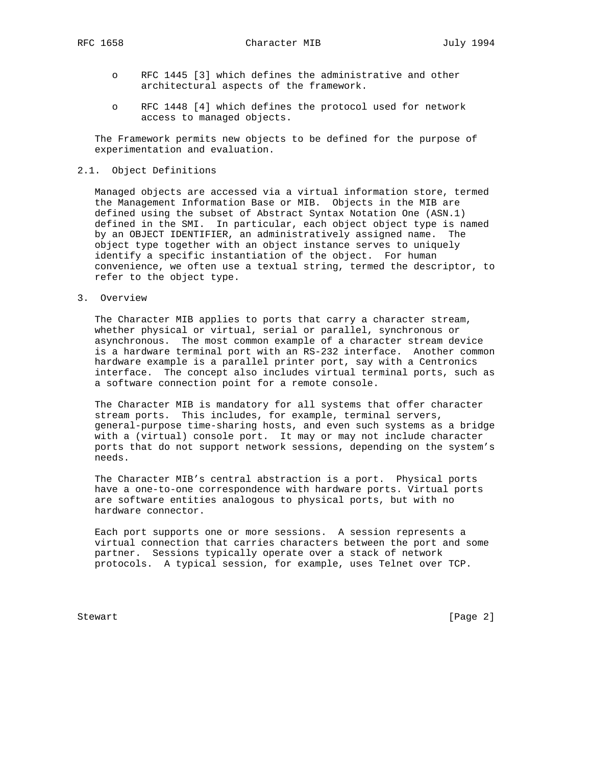- RFC 1445 [3] which defines the administrative and other architectural aspects of the framework.

- RFC 1448 [4] which defines the protocol used for network access to managed objects.

The Framework permits new objects to be defined for the purpose of experimentation and evaluation.

## 2.1. Object Definitions

Managed objects are accessed via a virtual information store, termed the Management Information Base or MIB. Objects in the MIB are defined using the subset of Abstract Syntax Notation One (ASN.1) defined in the SMI. In particular, each object object type is named by an OBJECT IDENTIFIER, an administratively assigned name. The object type together with an object instance serves to uniquely identify a specific instantiation of the object. For human convenience, we often use a textual string, termed the descriptor, to refer to the object type.

# 3. Overview

The Character MIB applies to ports that carry a character stream, whether physical or virtual, serial or parallel, synchronous or asynchronous. The most common example of a character stream device is a hardware terminal port with an RS-232 interface. Another common hardware example is a parallel printer port, say with a Centronics interface. The concept also includes virtual terminal ports, such as a software connection point for a remote console.

The Character MIB is mandatory for all systems that offer character stream ports. This includes, for example, terminal servers, general-purpose time-sharing hosts, and even such systems as a bridge with a (virtual) console port. It may or may not include character ports that do not support network sessions, depending on the system's needs.

The Character MIB's central abstraction is a port. Physical ports have a one-to-one correspondence with hardware ports. Virtual ports are software entities analogous to physical ports, but with no hardware connector.

Each port supports one or more sessions. A session represents a virtual connection that carries characters between the port and some partner. Sessions typically operate over a stack of network protocols. A typical session, for example, uses Telnet over TCP.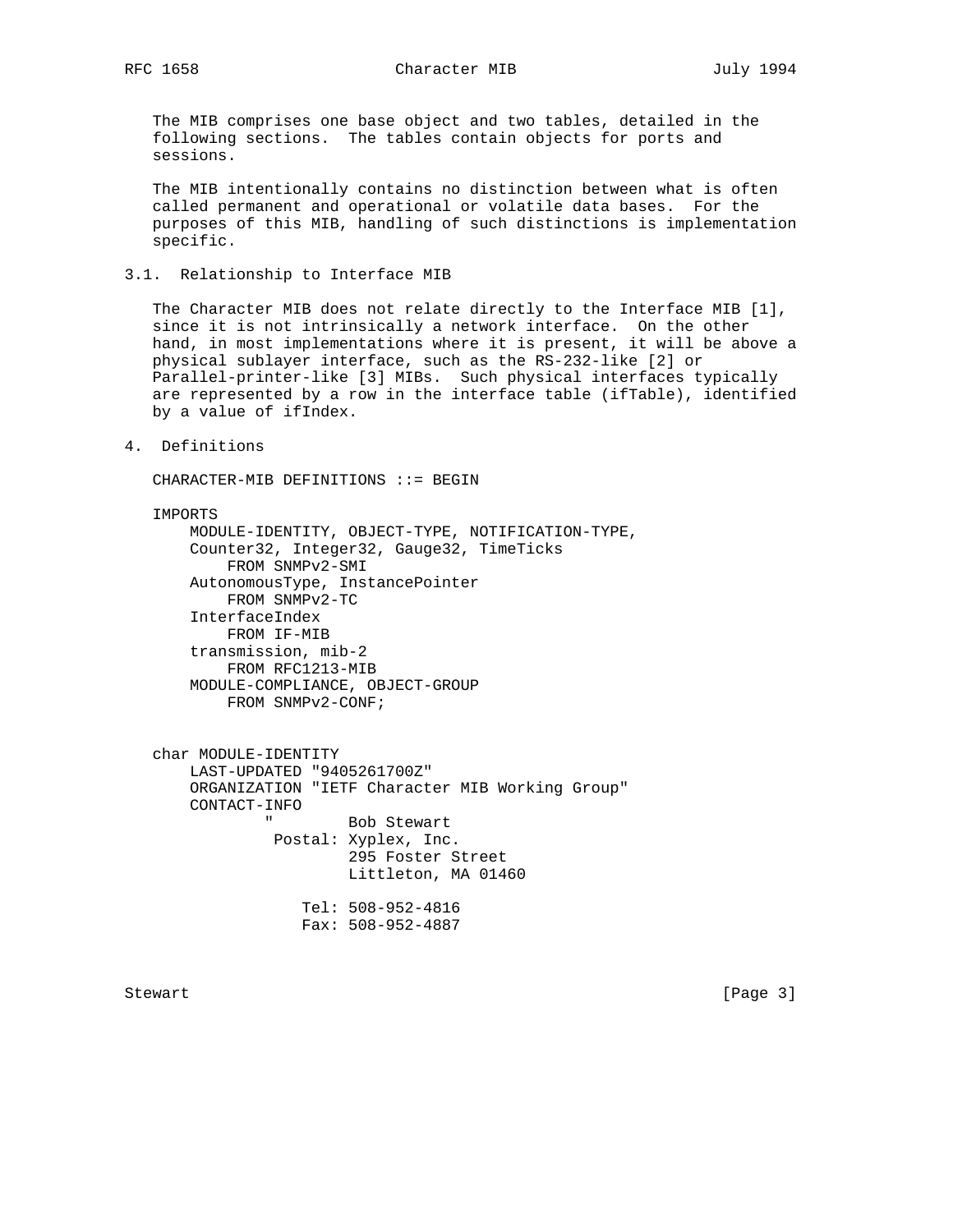The MIB comprises one base object and two tables, detailed in the following sections. The tables contain objects for ports and sessions.

The MIB intentionally contains no distinction between what is often called permanent and operational or volatile data bases. For the purposes of this MIB, handling of such distinctions is implementation specific.

## 3.1. Relationship to Interface MIB

The Character MIB does not relate directly to the Interface MIB [1], since it is not intrinsically a network interface. On the other hand, in most implementations where it is present, it will be above a physical sublayer interface, such as the RS-232-like [2] or Parallel-printer-like [3] MIBs. Such physical interfaces typically are represented by a row in the interface table (ifTable), identified by a value of ifIndex.

# 4. Definitions

```
CHARACTER-MIB DEFINITIONS ::= BEGIN

IMPORTS
    MODULE-IDENTITY, OBJECT-TYPE, NOTIFICATION-TYPE,
    Counter32, Integer32, Gauge32, TimeTicks
        FROM SNMPv2-SMI
    AutonomousType, InstancePointer
        FROM SNMPv2-TC
    InterfaceIndex
        FROM IF-MIB
    transmission, mib-2
        FROM RFC1213-MIB
    MODULE-COMPLIANCE, OBJECT-GROUP
        FROM SNMPv2-CONF;


char MODULE-IDENTITY
    LAST-UPDATED "9405261700Z"
    ORGANIZATION "IETF Character MIB Working Group"
    CONTACT-INFO
            "        Bob Stewart
             Postal: Xyplex, Inc.
                     295 Foster Street
                     Littleton, MA 01460

                Tel: 508-952-4816
                Fax: 508-952-4887
```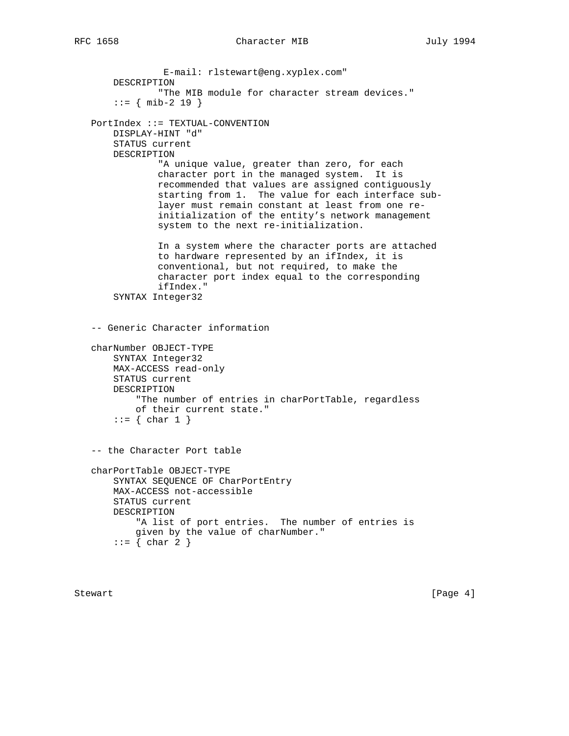```
                E-mail: rlstewart@eng.xyplex.com"
       DESCRIPTION
               "The MIB module for character stream devices."
       ::= { mib-2 19 }

   PortIndex ::= TEXTUAL-CONVENTION
       DISPLAY-HINT "d"
       STATUS current
       DESCRIPTION
               "A unique value, greater than zero, for each
               character port in the managed system.  It is
               recommended that values are assigned contiguously
               starting from 1.  The value for each interface sub-
               layer must remain constant at least from one re-
               initialization of the entity's network management
               system to the next re-initialization.

               In a system where the character ports are attached
               to hardware represented by an ifIndex, it is
               conventional, but not required, to make the
               character port index equal to the corresponding
               ifIndex."
       SYNTAX Integer32


   -- Generic Character information

   charNumber OBJECT-TYPE
       SYNTAX Integer32
       MAX-ACCESS read-only
       STATUS current
       DESCRIPTION
           "The number of entries in charPortTable, regardless
           of their current state."
       ::= { char 1 }


   -- the Character Port table

   charPortTable OBJECT-TYPE
       SYNTAX SEQUENCE OF CharPortEntry
       MAX-ACCESS not-accessible
       STATUS current
       DESCRIPTION
           "A list of port entries.  The number of entries is
           given by the value of charNumber."
       ::= { char 2 }
```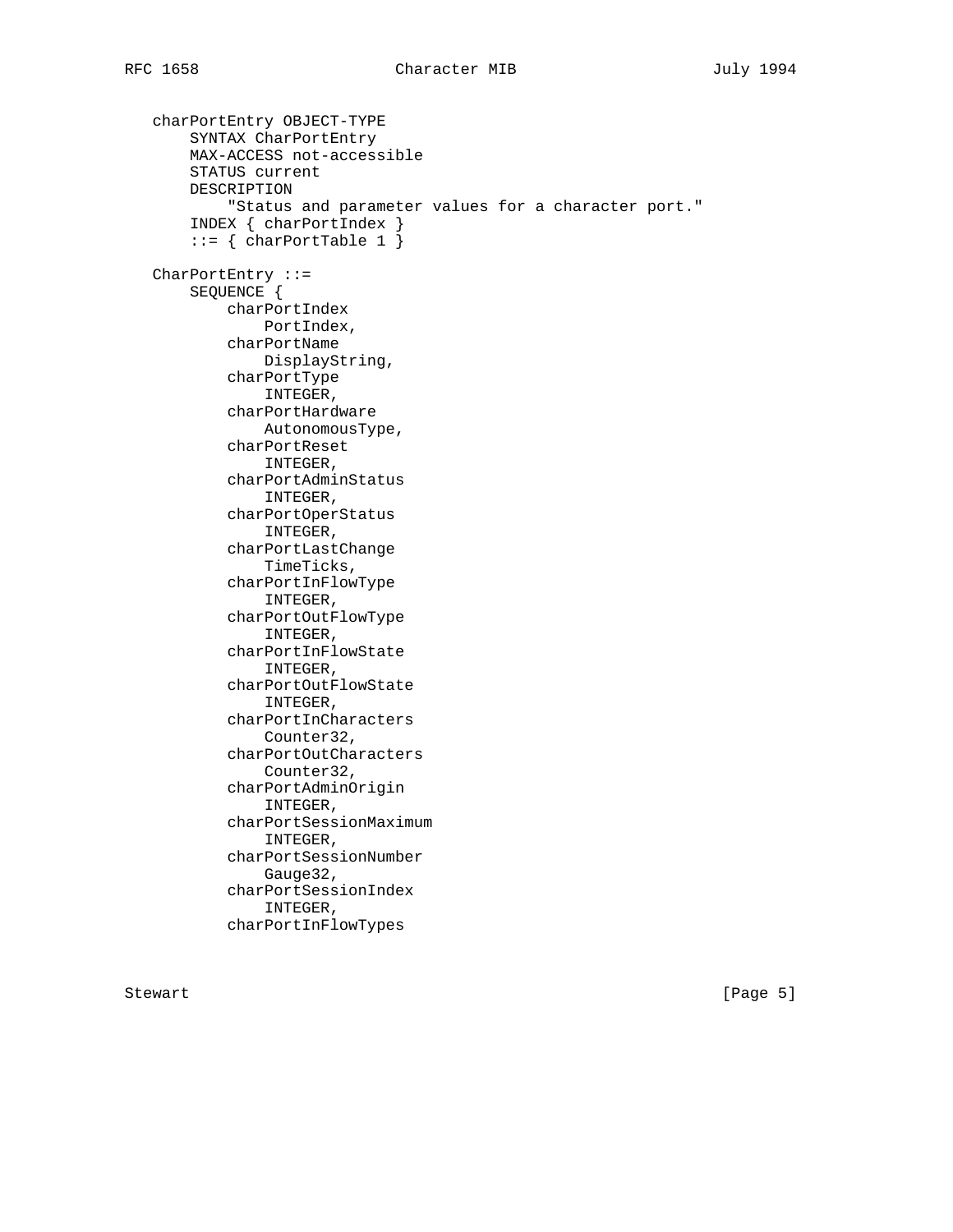```
   charPortEntry OBJECT-TYPE
       SYNTAX CharPortEntry
       MAX-ACCESS not-accessible
       STATUS current
       DESCRIPTION
           "Status and parameter values for a character port."
       INDEX { charPortIndex }
       ::= { charPortTable 1 }

   CharPortEntry ::=
       SEQUENCE {
           charPortIndex
               PortIndex,
           charPortName
               DisplayString,
           charPortType
               INTEGER,
           charPortHardware
               AutonomousType,
           charPortReset
               INTEGER,
           charPortAdminStatus
               INTEGER,
           charPortOperStatus
               INTEGER,
           charPortLastChange
               TimeTicks,
           charPortInFlowType
               INTEGER,
           charPortOutFlowType
               INTEGER,
           charPortInFlowState
               INTEGER,
           charPortOutFlowState
               INTEGER,
           charPortInCharacters
               Counter32,
           charPortOutCharacters
               Counter32,
           charPortAdminOrigin
               INTEGER,
           charPortSessionMaximum
               INTEGER,
           charPortSessionNumber
               Gauge32,
           charPortSessionIndex
               INTEGER,
           charPortInFlowTypes
```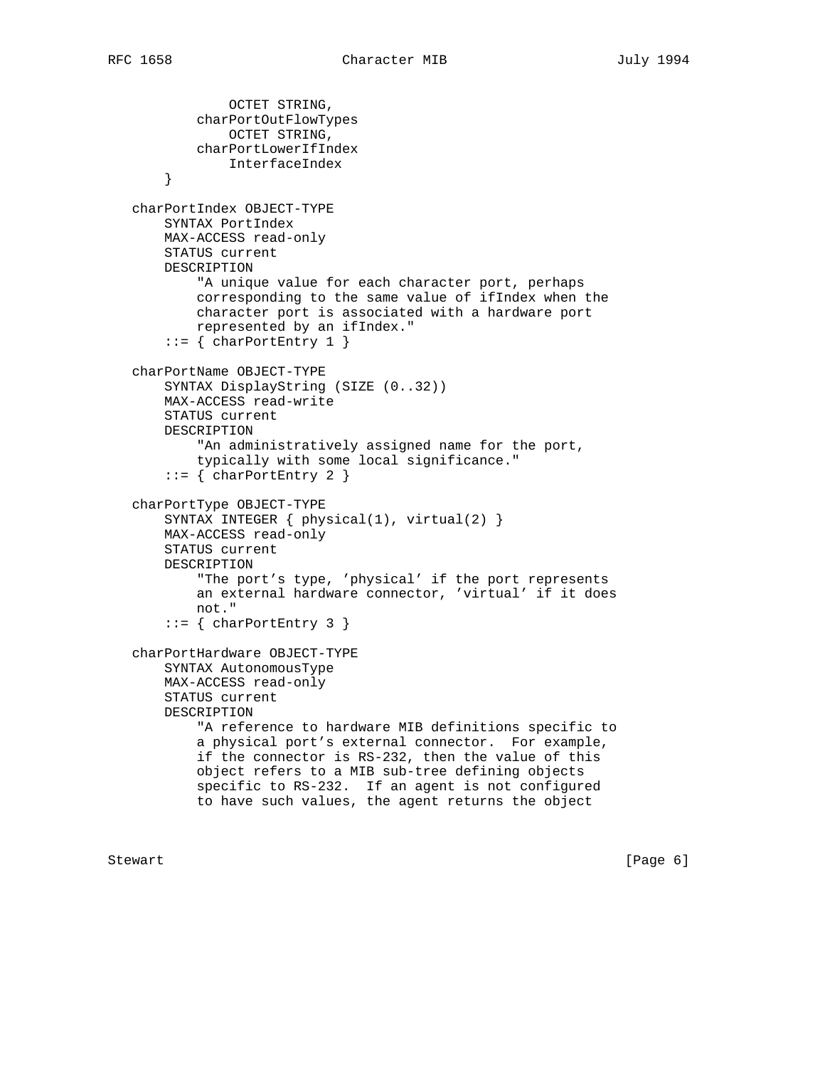```
               OCTET STRING,
           charPortOutFlowTypes
               OCTET STRING,
           charPortLowerIfIndex
               InterfaceIndex
       }

   charPortIndex OBJECT-TYPE
       SYNTAX PortIndex
       MAX-ACCESS read-only
       STATUS current
       DESCRIPTION
           "A unique value for each character port, perhaps
           corresponding to the same value of ifIndex when the
           character port is associated with a hardware port
           represented by an ifIndex."
       ::= { charPortEntry 1 }

   charPortName OBJECT-TYPE
       SYNTAX DisplayString (SIZE (0..32))
       MAX-ACCESS read-write
       STATUS current
       DESCRIPTION
           "An administratively assigned name for the port,
           typically with some local significance."
       ::= { charPortEntry 2 }

   charPortType OBJECT-TYPE
       SYNTAX INTEGER { physical(1), virtual(2) }
       MAX-ACCESS read-only
       STATUS current
       DESCRIPTION
           "The port's type, 'physical' if the port represents
           an external hardware connector, 'virtual' if it does
           not."
       ::= { charPortEntry 3 }

   charPortHardware OBJECT-TYPE
       SYNTAX AutonomousType
       MAX-ACCESS read-only
       STATUS current
       DESCRIPTION
           "A reference to hardware MIB definitions specific to
           a physical port's external connector.  For example,
           if the connector is RS-232, then the value of this
           object refers to a MIB sub-tree defining objects
           specific to RS-232.  If an agent is not configured
           to have such values, the agent returns the object
```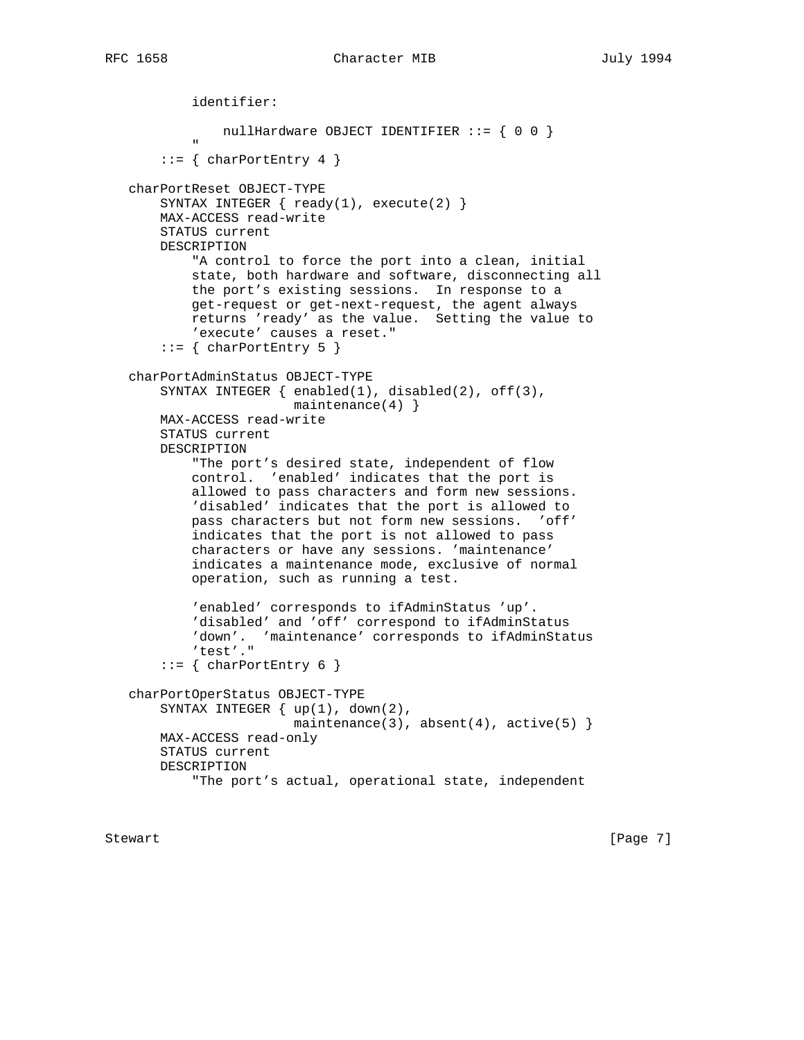```
          identifier:

              nullHardware OBJECT IDENTIFIER ::= { 0 0 }
          "
      ::= { charPortEntry 4 }

  charPortReset OBJECT-TYPE
      SYNTAX INTEGER { ready(1), execute(2) }
      MAX-ACCESS read-write
      STATUS current
      DESCRIPTION
          "A control to force the port into a clean, initial
          state, both hardware and software, disconnecting all
          the port's existing sessions.  In response to a
          get-request or get-next-request, the agent always
          returns 'ready' as the value.  Setting the value to
          'execute' causes a reset."
      ::= { charPortEntry 5 }

  charPortAdminStatus OBJECT-TYPE
      SYNTAX INTEGER { enabled(1), disabled(2), off(3),
                       maintenance(4) }
      MAX-ACCESS read-write
      STATUS current
      DESCRIPTION
          "The port's desired state, independent of flow
          control.  'enabled' indicates that the port is
          allowed to pass characters and form new sessions.
          'disabled' indicates that the port is allowed to
          pass characters but not form new sessions.  'off'
          indicates that the port is not allowed to pass
          characters or have any sessions. 'maintenance'
          indicates a maintenance mode, exclusive of normal
          operation, such as running a test.

          'enabled' corresponds to ifAdminStatus 'up'.
          'disabled' and 'off' correspond to ifAdminStatus
          'down'.  'maintenance' corresponds to ifAdminStatus
          'test'."
      ::= { charPortEntry 6 }

  charPortOperStatus OBJECT-TYPE
      SYNTAX INTEGER { up(1), down(2),
                       maintenance(3), absent(4), active(5) }
      MAX-ACCESS read-only
      STATUS current
      DESCRIPTION
          "The port's actual, operational state, independent
```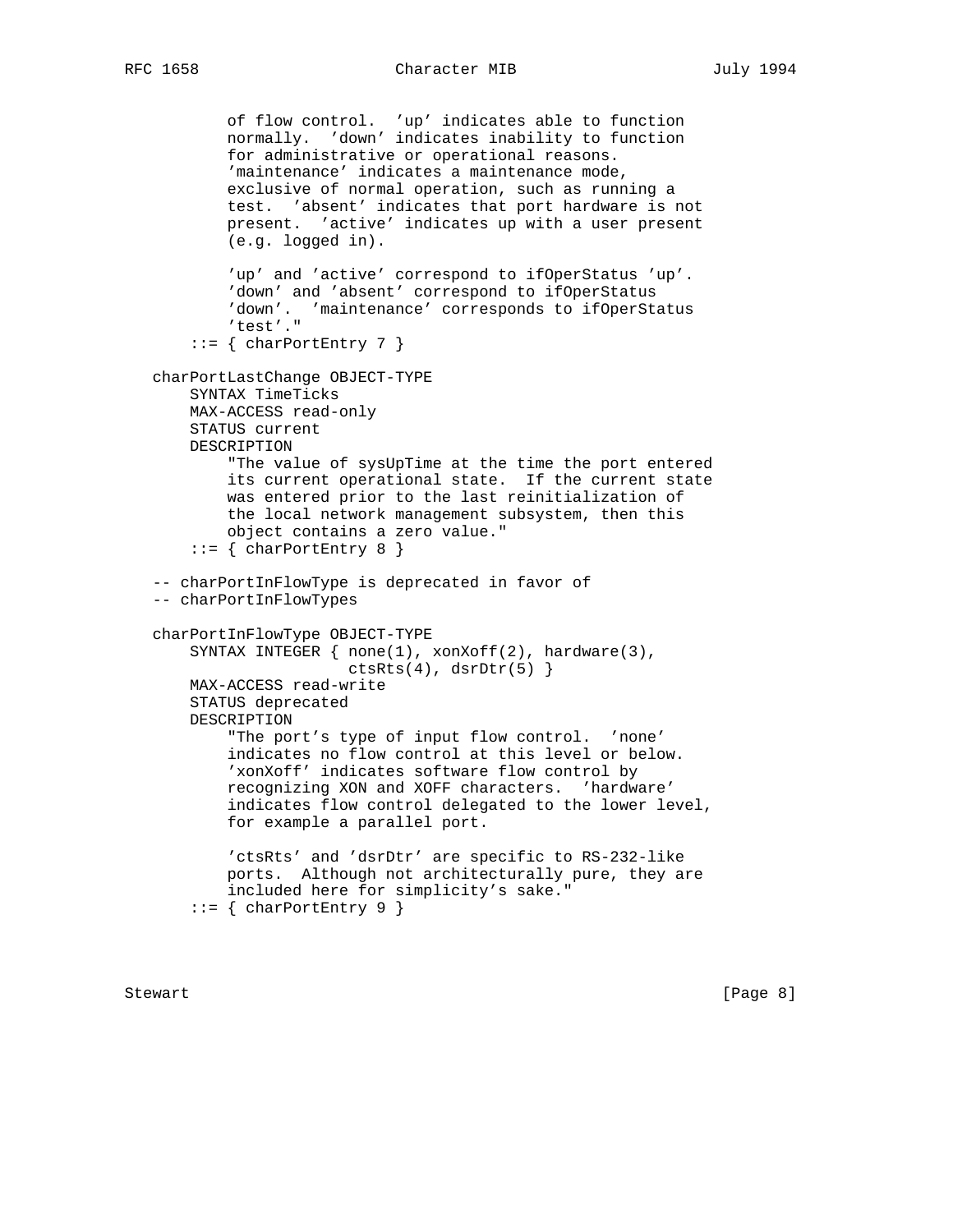```
          of flow control.  'up' indicates able to function
          normally.  'down' indicates inability to function
          for administrative or operational reasons.
          'maintenance' indicates a maintenance mode,
          exclusive of normal operation, such as running a
          test.  'absent' indicates that port hardware is not
          present.  'active' indicates up with a user present
          (e.g. logged in).

          'up' and 'active' correspond to ifOperStatus 'up'.
          'down' and 'absent' correspond to ifOperStatus
          'down'.  'maintenance' corresponds to ifOperStatus
          'test'."
      ::= { charPortEntry 7 }

  charPortLastChange OBJECT-TYPE
      SYNTAX TimeTicks
      MAX-ACCESS read-only
      STATUS current
      DESCRIPTION
          "The value of sysUpTime at the time the port entered
          its current operational state.  If the current state
          was entered prior to the last reinitialization of
          the local network management subsystem, then this
          object contains a zero value."
      ::= { charPortEntry 8 }

  -- charPortInFlowType is deprecated in favor of
  -- charPortInFlowTypes

  charPortInFlowType OBJECT-TYPE
      SYNTAX INTEGER { none(1), xonXoff(2), hardware(3),
                       ctsRts(4), dsrDtr(5) }
      MAX-ACCESS read-write
      STATUS deprecated
      DESCRIPTION
          "The port's type of input flow control.  'none'
          indicates no flow control at this level or below.
          'xonXoff' indicates software flow control by
          recognizing XON and XOFF characters.  'hardware'
          indicates flow control delegated to the lower level,
          for example a parallel port.

          'ctsRts' and 'dsrDtr' are specific to RS-232-like
          ports.  Although not architecturally pure, they are
          included here for simplicity's sake."
      ::= { charPortEntry 9 }
```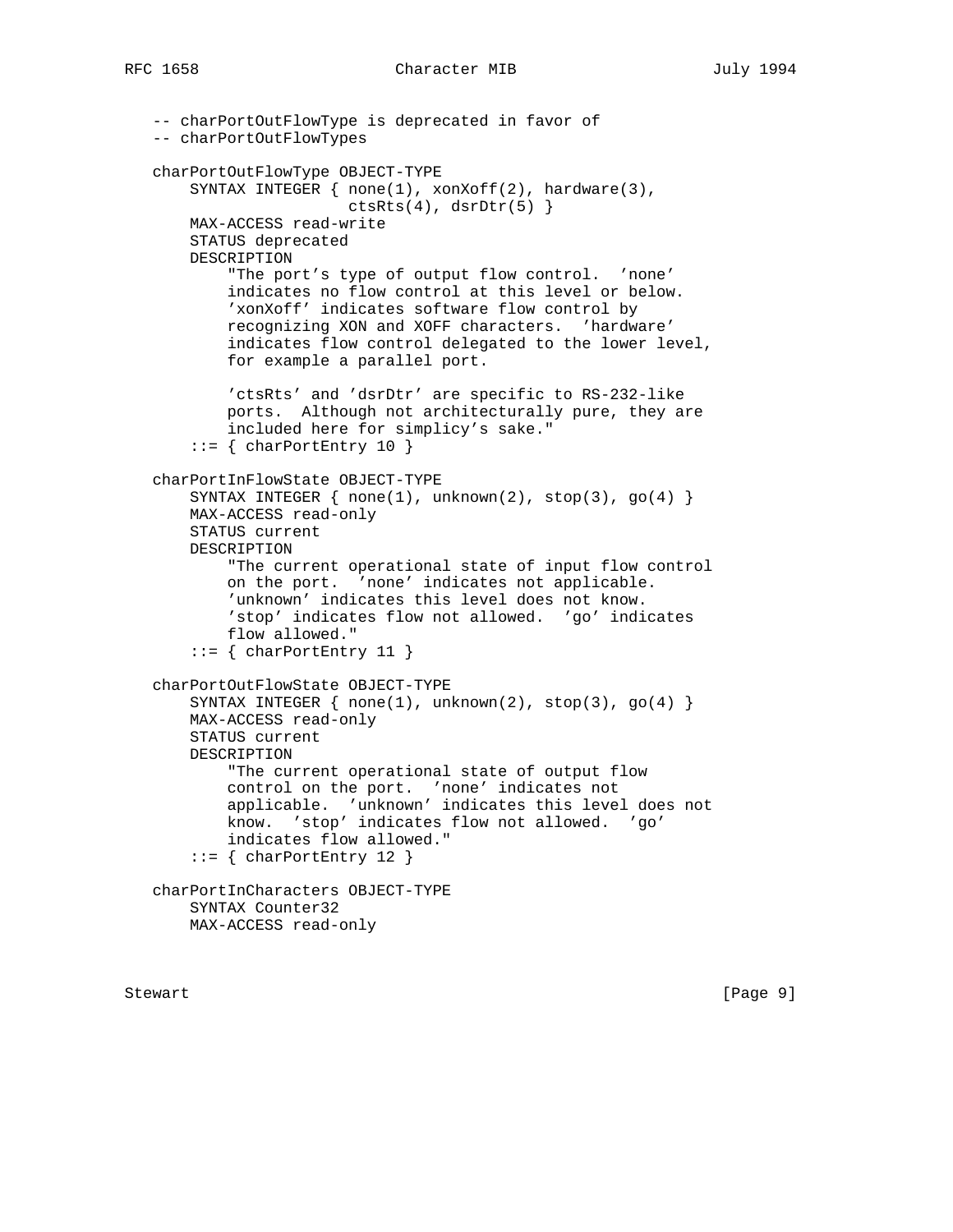```
   -- charPortOutFlowType is deprecated in favor of
   -- charPortOutFlowTypes

   charPortOutFlowType OBJECT-TYPE
       SYNTAX INTEGER { none(1), xonXoff(2), hardware(3),
                        ctsRts(4), dsrDtr(5) }
       MAX-ACCESS read-write
       STATUS deprecated
       DESCRIPTION
           "The port's type of output flow control.  'none'
           indicates no flow control at this level or below.
           'xonXoff' indicates software flow control by
           recognizing XON and XOFF characters.  'hardware'
           indicates flow control delegated to the lower level,
           for example a parallel port.

           'ctsRts' and 'dsrDtr' are specific to RS-232-like
           ports.  Although not architecturally pure, they are
           included here for simplicy's sake."
       ::= { charPortEntry 10 }

   charPortInFlowState OBJECT-TYPE
       SYNTAX INTEGER { none(1), unknown(2), stop(3), go(4) }
       MAX-ACCESS read-only
       STATUS current
       DESCRIPTION
           "The current operational state of input flow control
           on the port.  'none' indicates not applicable.
           'unknown' indicates this level does not know.
           'stop' indicates flow not allowed.  'go' indicates
           flow allowed."
       ::= { charPortEntry 11 }

   charPortOutFlowState OBJECT-TYPE
       SYNTAX INTEGER { none(1), unknown(2), stop(3), go(4) }
       MAX-ACCESS read-only
       STATUS current
       DESCRIPTION
           "The current operational state of output flow
           control on the port.  'none' indicates not
           applicable.  'unknown' indicates this level does not
           know.  'stop' indicates flow not allowed.  'go'
           indicates flow allowed."
       ::= { charPortEntry 12 }

   charPortInCharacters OBJECT-TYPE
       SYNTAX Counter32
       MAX-ACCESS read-only
```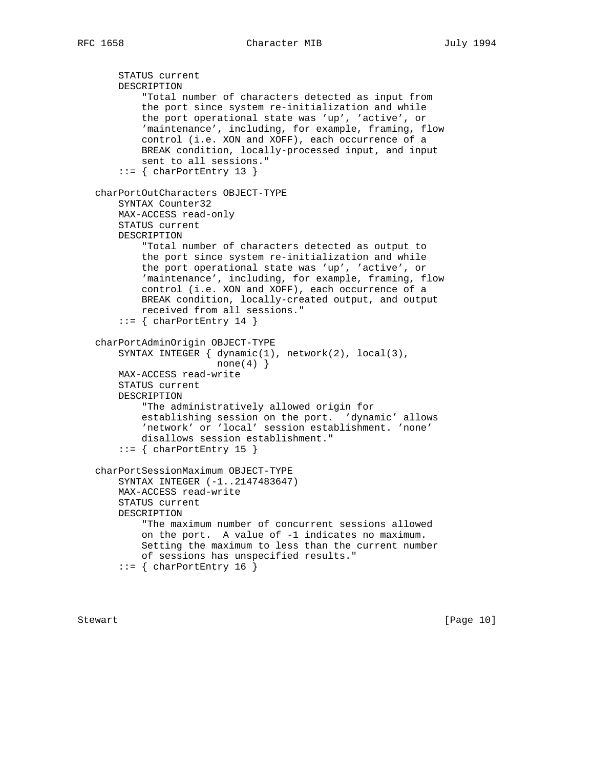```
        STATUS current
        DESCRIPTION
            "Total number of characters detected as input from
            the port since system re-initialization and while
            the port operational state was 'up', 'active', or
            'maintenance', including, for example, framing, flow
            control (i.e. XON and XOFF), each occurrence of a
            BREAK condition, locally-processed input, and input
            sent to all sessions."
        ::= { charPortEntry 13 }

    charPortOutCharacters OBJECT-TYPE
        SYNTAX Counter32
        MAX-ACCESS read-only
        STATUS current
        DESCRIPTION
            "Total number of characters detected as output to
            the port since system re-initialization and while
            the port operational state was 'up', 'active', or
            'maintenance', including, for example, framing, flow
            control (i.e. XON and XOFF), each occurrence of a
            BREAK condition, locally-created output, and output
            received from all sessions."
        ::= { charPortEntry 14 }

    charPortAdminOrigin OBJECT-TYPE
        SYNTAX INTEGER { dynamic(1), network(2), local(3),
                         none(4) }
        MAX-ACCESS read-write
        STATUS current
        DESCRIPTION
            "The administratively allowed origin for
            establishing session on the port.  'dynamic' allows
            'network' or 'local' session establishment. 'none'
            disallows session establishment."
        ::= { charPortEntry 15 }

    charPortSessionMaximum OBJECT-TYPE
        SYNTAX INTEGER (-1..2147483647)
        MAX-ACCESS read-write
        STATUS current
        DESCRIPTION
            "The maximum number of concurrent sessions allowed
            on the port.  A value of -1 indicates no maximum.
            Setting the maximum to less than the current number
            of sessions has unspecified results."
        ::= { charPortEntry 16 }
```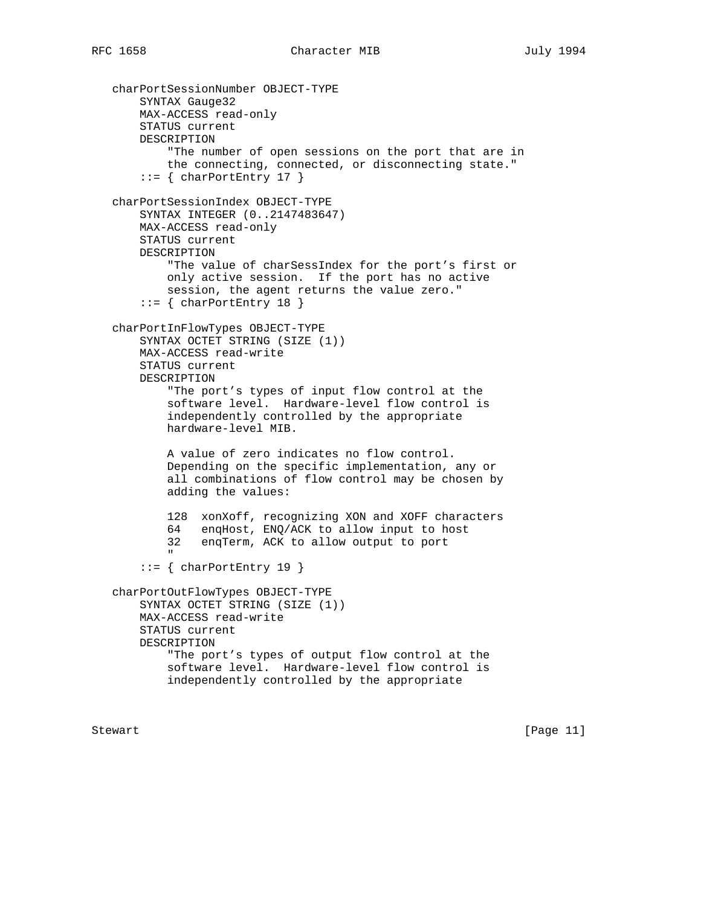```
   charPortSessionNumber OBJECT-TYPE
       SYNTAX Gauge32
       MAX-ACCESS read-only
       STATUS current
       DESCRIPTION
           "The number of open sessions on the port that are in
           the connecting, connected, or disconnecting state."
       ::= { charPortEntry 17 }

   charPortSessionIndex OBJECT-TYPE
       SYNTAX INTEGER (0..2147483647)
       MAX-ACCESS read-only
       STATUS current
       DESCRIPTION
           "The value of charSessIndex for the port's first or
           only active session.  If the port has no active
           session, the agent returns the value zero."
       ::= { charPortEntry 18 }

   charPortInFlowTypes OBJECT-TYPE
       SYNTAX OCTET STRING (SIZE (1))
       MAX-ACCESS read-write
       STATUS current
       DESCRIPTION
           "The port's types of input flow control at the
           software level.  Hardware-level flow control is
           independently controlled by the appropriate
           hardware-level MIB.

           A value of zero indicates no flow control.
           Depending on the specific implementation, any or
           all combinations of flow control may be chosen by
           adding the values:

           128  xonXoff, recognizing XON and XOFF characters
           64   enqHost, ENQ/ACK to allow input to host
           32   enqTerm, ACK to allow output to port
           "
       ::= { charPortEntry 19 }

   charPortOutFlowTypes OBJECT-TYPE
       SYNTAX OCTET STRING (SIZE (1))
       MAX-ACCESS read-write
       STATUS current
       DESCRIPTION
           "The port's types of output flow control at the
           software level.  Hardware-level flow control is
           independently controlled by the appropriate
```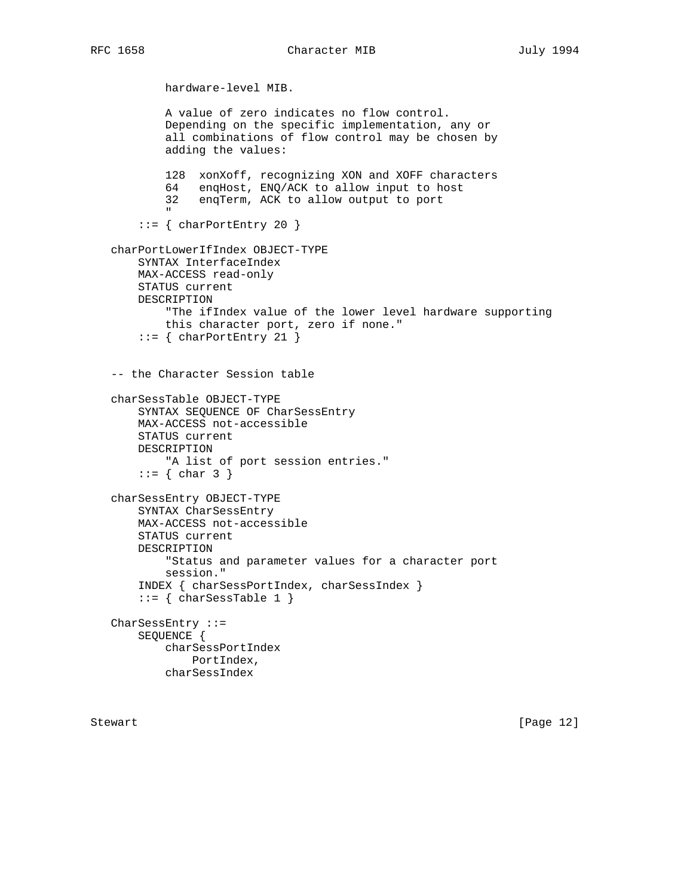```
           hardware-level MIB.

           A value of zero indicates no flow control.
           Depending on the specific implementation, any or
           all combinations of flow control may be chosen by
           adding the values:

           128  xonXoff, recognizing XON and XOFF characters
           64   enqHost, ENQ/ACK to allow input to host
           32   enqTerm, ACK to allow output to port
           "
       ::= { charPortEntry 20 }

   charPortLowerIfIndex OBJECT-TYPE
       SYNTAX InterfaceIndex
       MAX-ACCESS read-only
       STATUS current
       DESCRIPTION
           "The ifIndex value of the lower level hardware supporting
           this character port, zero if none."
       ::= { charPortEntry 21 }


   -- the Character Session table

   charSessTable OBJECT-TYPE
       SYNTAX SEQUENCE OF CharSessEntry
       MAX-ACCESS not-accessible
       STATUS current
       DESCRIPTION
           "A list of port session entries."
       ::= { char 3 }

   charSessEntry OBJECT-TYPE
       SYNTAX CharSessEntry
       MAX-ACCESS not-accessible
       STATUS current
       DESCRIPTION
           "Status and parameter values for a character port
           session."
       INDEX { charSessPortIndex, charSessIndex }
       ::= { charSessTable 1 }

   CharSessEntry ::=
       SEQUENCE {
           charSessPortIndex
               PortIndex,
           charSessIndex
```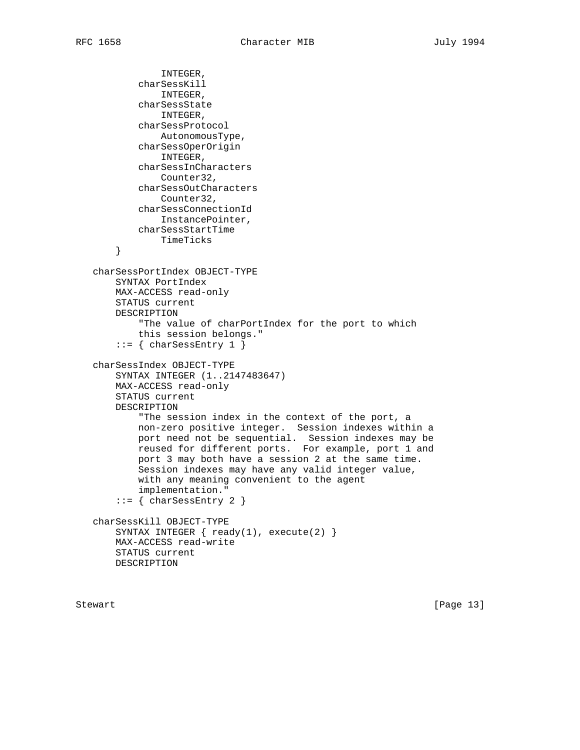```
                INTEGER,
            charSessKill
                INTEGER,
            charSessState
                INTEGER,
            charSessProtocol
                AutonomousType,
            charSessOperOrigin
                INTEGER,
            charSessInCharacters
                Counter32,
            charSessOutCharacters
                Counter32,
            charSessConnectionId
                InstancePointer,
            charSessStartTime
                TimeTicks
        }

    charSessPortIndex OBJECT-TYPE
        SYNTAX PortIndex
        MAX-ACCESS read-only
        STATUS current
        DESCRIPTION
            "The value of charPortIndex for the port to which
            this session belongs."
        ::= { charSessEntry 1 }

    charSessIndex OBJECT-TYPE
        SYNTAX INTEGER (1..2147483647)
        MAX-ACCESS read-only
        STATUS current
        DESCRIPTION
            "The session index in the context of the port, a
            non-zero positive integer.  Session indexes within a
            port need not be sequential.  Session indexes may be
            reused for different ports.  For example, port 1 and
            port 3 may both have a session 2 at the same time.
            Session indexes may have any valid integer value,
            with any meaning convenient to the agent
            implementation."
        ::= { charSessEntry 2 }

    charSessKill OBJECT-TYPE
        SYNTAX INTEGER { ready(1), execute(2) }
        MAX-ACCESS read-write
        STATUS current
        DESCRIPTION
```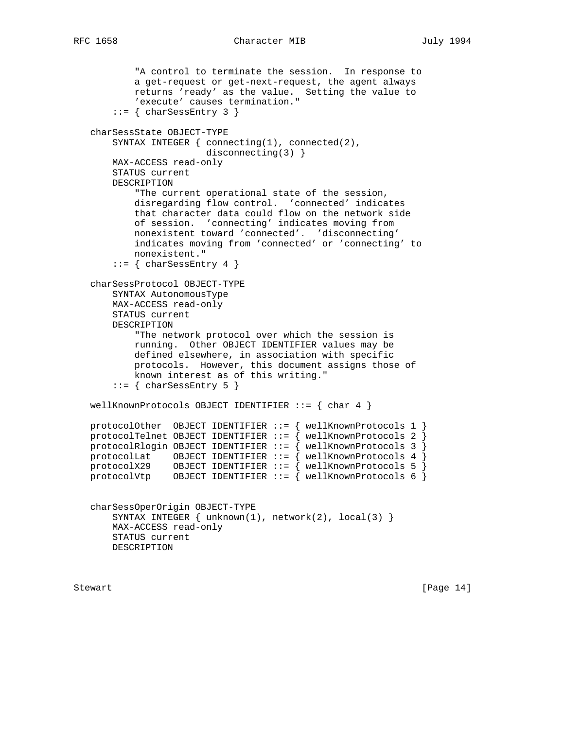```
           "A control to terminate the session.  In response to
           a get-request or get-next-request, the agent always
           returns 'ready' as the value.  Setting the value to
           'execute' causes termination."
       ::= { charSessEntry 3 }

   charSessState OBJECT-TYPE
       SYNTAX INTEGER { connecting(1), connected(2),
                        disconnecting(3) }
       MAX-ACCESS read-only
       STATUS current
       DESCRIPTION
           "The current operational state of the session,
           disregarding flow control.  'connected' indicates
           that character data could flow on the network side
           of session.  'connecting' indicates moving from
           nonexistent toward 'connected'.  'disconnecting'
           indicates moving from 'connected' or 'connecting' to
           nonexistent."
       ::= { charSessEntry 4 }

   charSessProtocol OBJECT-TYPE
       SYNTAX AutonomousType
       MAX-ACCESS read-only
       STATUS current
       DESCRIPTION
           "The network protocol over which the session is
           running.  Other OBJECT IDENTIFIER values may be
           defined elsewhere, in association with specific
           protocols.  However, this document assigns those of
           known interest as of this writing."
       ::= { charSessEntry 5 }

   wellKnownProtocols OBJECT IDENTIFIER ::= { char 4 }

   protocolOther  OBJECT IDENTIFIER ::= { wellKnownProtocols 1 }
   protocolTelnet OBJECT IDENTIFIER ::= { wellKnownProtocols 2 }
   protocolRlogin OBJECT IDENTIFIER ::= { wellKnownProtocols 3 }
   protocolLat    OBJECT IDENTIFIER ::= { wellKnownProtocols 4 }
   protocolX29    OBJECT IDENTIFIER ::= { wellKnownProtocols 5 }
   protocolVtp    OBJECT IDENTIFIER ::= { wellKnownProtocols 6 }


   charSessOperOrigin OBJECT-TYPE
       SYNTAX INTEGER { unknown(1), network(2), local(3) }
       MAX-ACCESS read-only
       STATUS current
       DESCRIPTION
```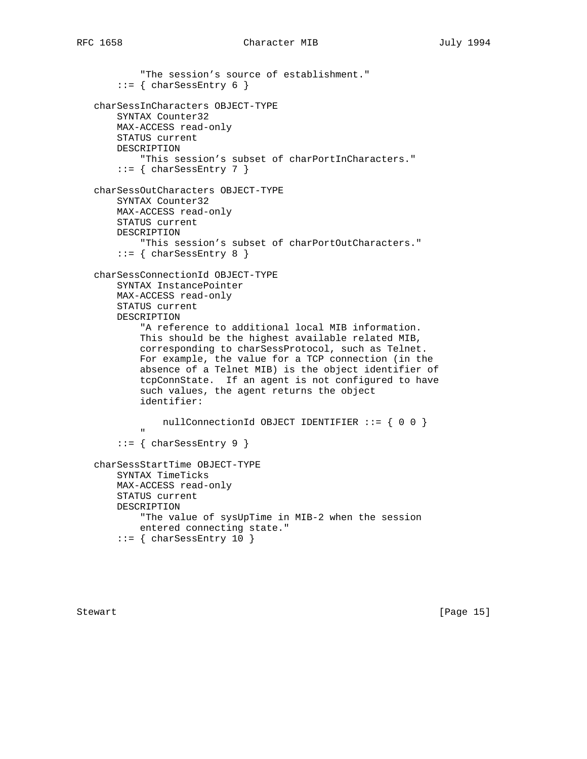```
           "The session's source of establishment."
       ::= { charSessEntry 6 }

   charSessInCharacters OBJECT-TYPE
       SYNTAX Counter32
       MAX-ACCESS read-only
       STATUS current
       DESCRIPTION
           "This session's subset of charPortInCharacters."
       ::= { charSessEntry 7 }

   charSessOutCharacters OBJECT-TYPE
       SYNTAX Counter32
       MAX-ACCESS read-only
       STATUS current
       DESCRIPTION
           "This session's subset of charPortOutCharacters."
       ::= { charSessEntry 8 }

   charSessConnectionId OBJECT-TYPE
       SYNTAX InstancePointer
       MAX-ACCESS read-only
       STATUS current
       DESCRIPTION
           "A reference to additional local MIB information.
           This should be the highest available related MIB,
           corresponding to charSessProtocol, such as Telnet.
           For example, the value for a TCP connection (in the
           absence of a Telnet MIB) is the object identifier of
           tcpConnState.  If an agent is not configured to have
           such values, the agent returns the object
           identifier:

               nullConnectionId OBJECT IDENTIFIER ::= { 0 0 }
           "
       ::= { charSessEntry 9 }

   charSessStartTime OBJECT-TYPE
       SYNTAX TimeTicks
       MAX-ACCESS read-only
       STATUS current
       DESCRIPTION
           "The value of sysUpTime in MIB-2 when the session
           entered connecting state."
       ::= { charSessEntry 10 }
```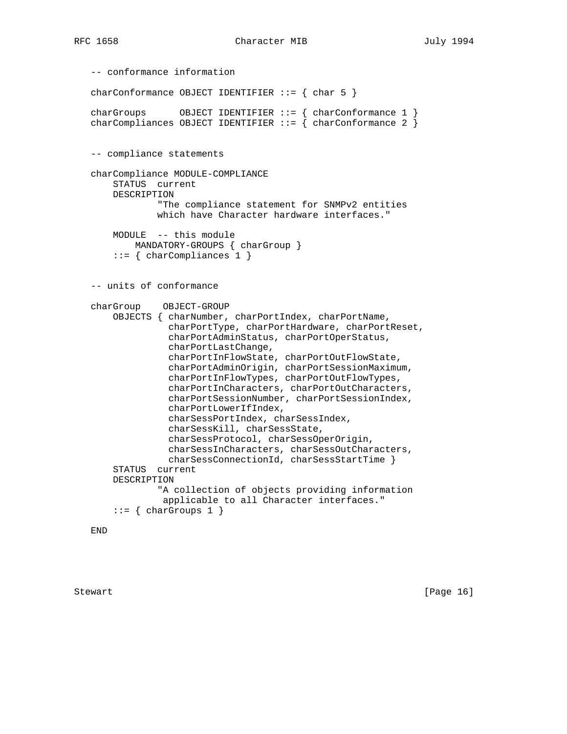```
-- conformance information

charConformance OBJECT IDENTIFIER ::= { char 5 }

charGroups      OBJECT IDENTIFIER ::= { charConformance 1 }
charCompliances OBJECT IDENTIFIER ::= { charConformance 2 }


-- compliance statements

charCompliance MODULE-COMPLIANCE
    STATUS  current
    DESCRIPTION
            "The compliance statement for SNMPv2 entities
            which have Character hardware interfaces."

    MODULE  -- this module
        MANDATORY-GROUPS { charGroup }
    ::= { charCompliances 1 }


-- units of conformance

charGroup    OBJECT-GROUP
    OBJECTS { charNumber, charPortIndex, charPortName,
              charPortType, charPortHardware, charPortReset,
              charPortAdminStatus, charPortOperStatus,
              charPortLastChange,
              charPortInFlowState, charPortOutFlowState,
              charPortAdminOrigin, charPortSessionMaximum,
              charPortInFlowTypes, charPortOutFlowTypes,
              charPortInCharacters, charPortOutCharacters,
              charPortSessionNumber, charPortSessionIndex,
              charPortLowerIfIndex,
              charSessPortIndex, charSessIndex,
              charSessKill, charSessState,
              charSessProtocol, charSessOperOrigin,
              charSessInCharacters, charSessOutCharacters,
              charSessConnectionId, charSessStartTime }
    STATUS  current
    DESCRIPTION
            "A collection of objects providing information
             applicable to all Character interfaces."
    ::= { charGroups 1 }

END
```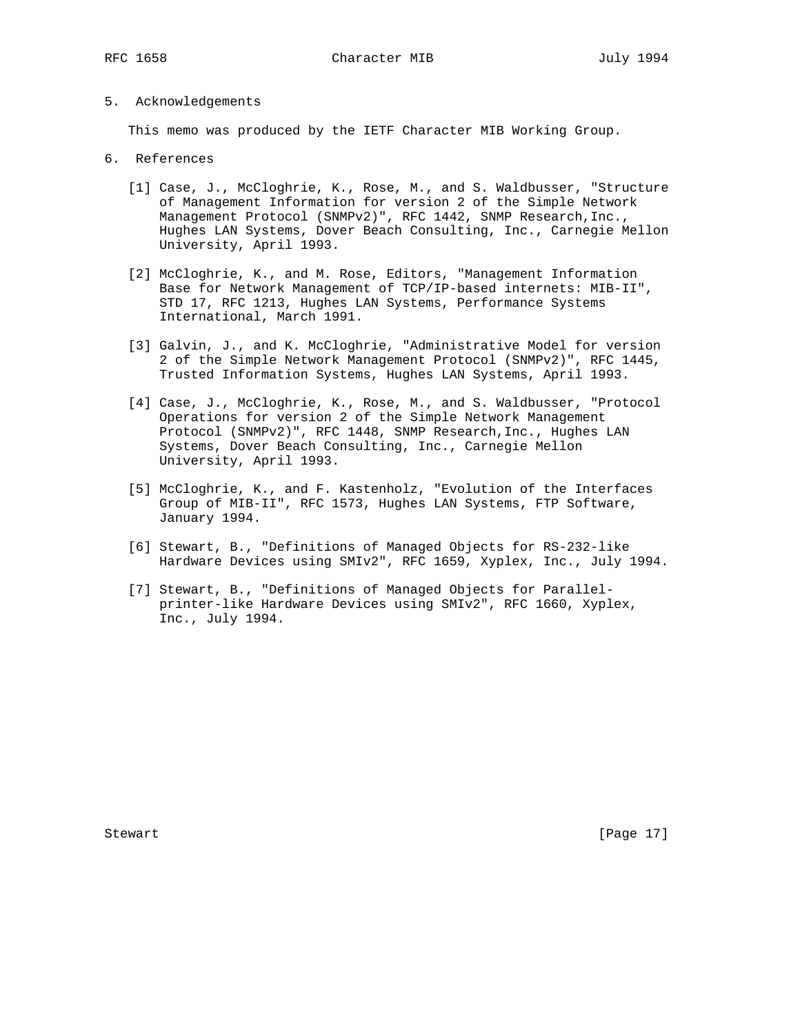## 5. Acknowledgements

This memo was produced by the IETF Character MIB Working Group.

## 6. References

[1] Case, J., McCloghrie, K., Rose, M., and S. Waldbusser, "Structure of Management Information for version 2 of the Simple Network Management Protocol (SNMPv2)", RFC 1442, SNMP Research,Inc., Hughes LAN Systems, Dover Beach Consulting, Inc., Carnegie Mellon University, April 1993.

[2] McCloghrie, K., and M. Rose, Editors, "Management Information Base for Network Management of TCP/IP-based internets: MIB-II", STD 17, RFC 1213, Hughes LAN Systems, Performance Systems International, March 1991.

[3] Galvin, J., and K. McCloghrie, "Administrative Model for version 2 of the Simple Network Management Protocol (SNMPv2)", RFC 1445, Trusted Information Systems, Hughes LAN Systems, April 1993.

[4] Case, J., McCloghrie, K., Rose, M., and S. Waldbusser, "Protocol Operations for version 2 of the Simple Network Management Protocol (SNMPv2)", RFC 1448, SNMP Research,Inc., Hughes LAN Systems, Dover Beach Consulting, Inc., Carnegie Mellon University, April 1993.

[5] McCloghrie, K., and F. Kastenholz, "Evolution of the Interfaces Group of MIB-II", RFC 1573, Hughes LAN Systems, FTP Software, January 1994.

[6] Stewart, B., "Definitions of Managed Objects for RS-232-like Hardware Devices using SMIv2", RFC 1659, Xyplex, Inc., July 1994.

[7] Stewart, B., "Definitions of Managed Objects for Parallel-printer-like Hardware Devices using SMIv2", RFC 1660, Xyplex, Inc., July 1994.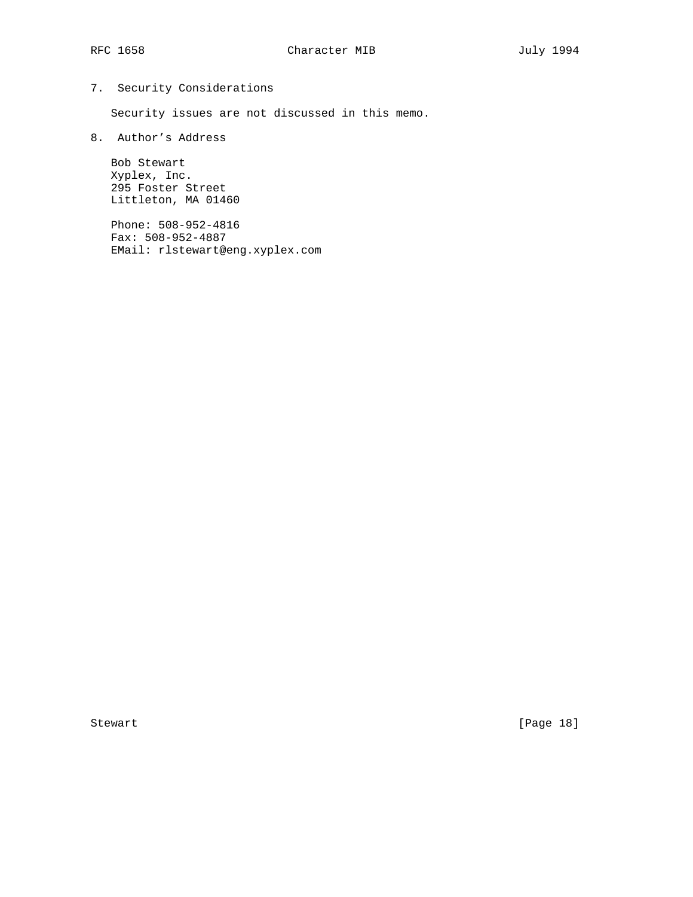## 7. Security Considerations

Security issues are not discussed in this memo.

## 8. Author's Address

Bob Stewart
Xyplex, Inc.
295 Foster Street
Littleton, MA 01460

Phone: 508-952-4816
Fax: 508-952-4887
EMail: rlstewart@eng.xyplex.com